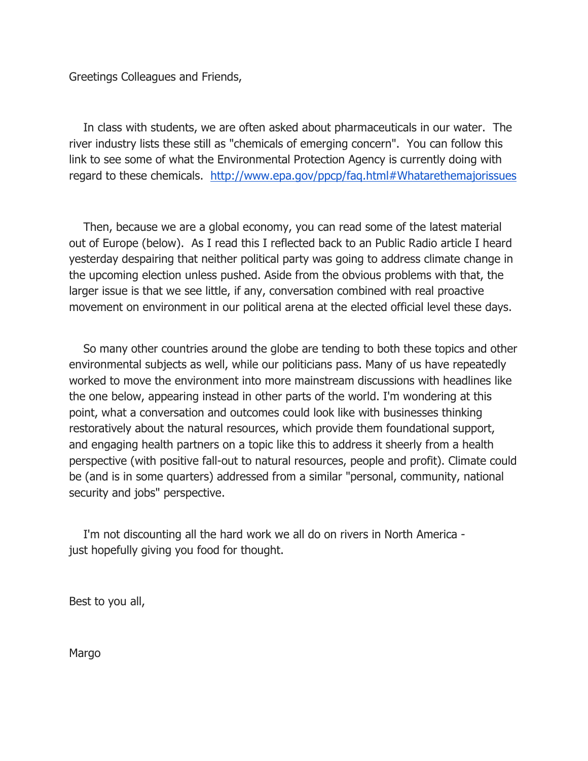Greetings Colleagues and Friends,

In class with students, we are often asked about pharmaceuticals in our water. The river industry lists these still as "chemicals of emerging concern". You can follow this link to see some of what the Environmental Protection Agency is currently doing with regard to these chemicals. [http://www.epa.gov/ppcp/faq.html#Whatarethemajorissues](http://www.epa.gov/ppcp/faq.html#Whatarethemajorissues)

Then, because we are a global economy, you can read some of the latest material out of Europe (below). As I read this I reflected back to an Public Radio article I heard yesterday despairing that neither political party was going to address climate change in the upcoming election unless pushed. Aside from the obvious problems with that, the larger issue is that we see little, if any, conversation combined with real proactive movement on environment in our political arena at the elected official level these days.

So many other countries around the globe are tending to both these topics and other environmental subjects as well, while our politicians pass. Many of us have repeatedly worked to move the environment into more mainstream discussions with headlines like the one below, appearing instead in other parts of the world. I'm wondering at this point, what a conversation and outcomes could look like with businesses thinking restoratively about the natural resources, which provide them foundational support, and engaging health partners on a topic like this to address it sheerly from a health perspective (with positive fall-out to natural resources, people and profit). Climate could be (and is in some quarters) addressed from a similar "personal, community, national security and jobs" perspective.

I'm not discounting all the hard work we all do on rivers in North America - just hopefully giving you food for thought.

Best to you all,

Margo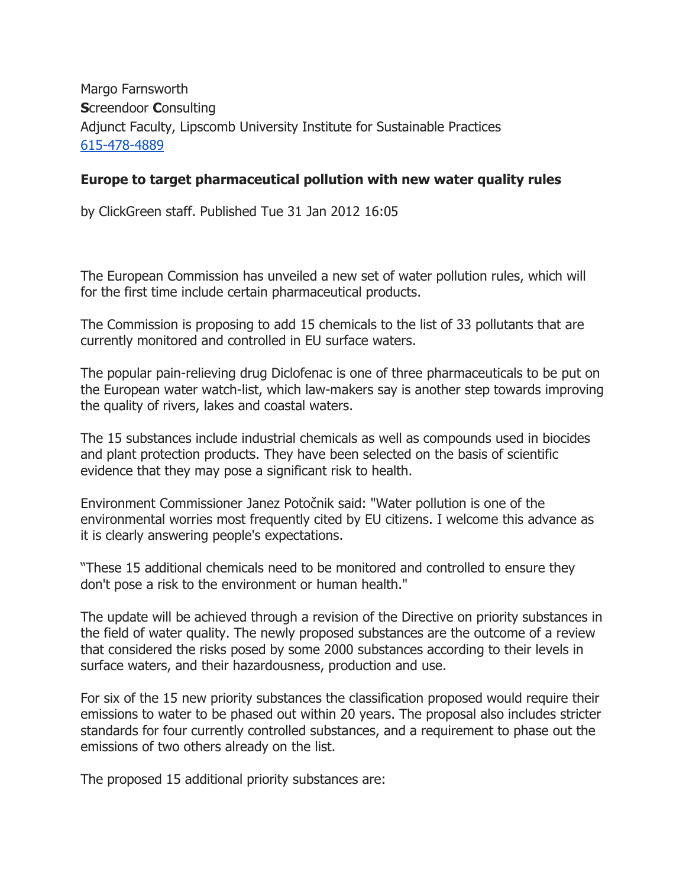Margo Farnsworth
**S**creendoor **C**onsulting
Adjunct Faculty, Lipscomb University Institute for Sustainable Practices
615-478-4889

**Europe to target pharmaceutical pollution with new water quality rules**

by ClickGreen staff. Published Tue 31 Jan 2012 16:05

The European Commission has unveiled a new set of water pollution rules, which will for the first time include certain pharmaceutical products.

The Commission is proposing to add 15 chemicals to the list of 33 pollutants that are currently monitored and controlled in EU surface waters.

The popular pain-relieving drug Diclofenac is one of three pharmaceuticals to be put on the European water watch-list, which law-makers say is another step towards improving the quality of rivers, lakes and coastal waters.

The 15 substances include industrial chemicals as well as compounds used in biocides and plant protection products. They have been selected on the basis of scientific evidence that they may pose a significant risk to health.

Environment Commissioner Janez Potočnik said: "Water pollution is one of the environmental worries most frequently cited by EU citizens. I welcome this advance as it is clearly answering people's expectations.

"These 15 additional chemicals need to be monitored and controlled to ensure they don't pose a risk to the environment or human health."

The update will be achieved through a revision of the Directive on priority substances in the field of water quality. The newly proposed substances are the outcome of a review that considered the risks posed by some 2000 substances according to their levels in surface waters, and their hazardousness, production and use.

For six of the 15 new priority substances the classification proposed would require their emissions to water to be phased out within 20 years. The proposal also includes stricter standards for four currently controlled substances, and a requirement to phase out the emissions of two others already on the list.

The proposed 15 additional priority substances are: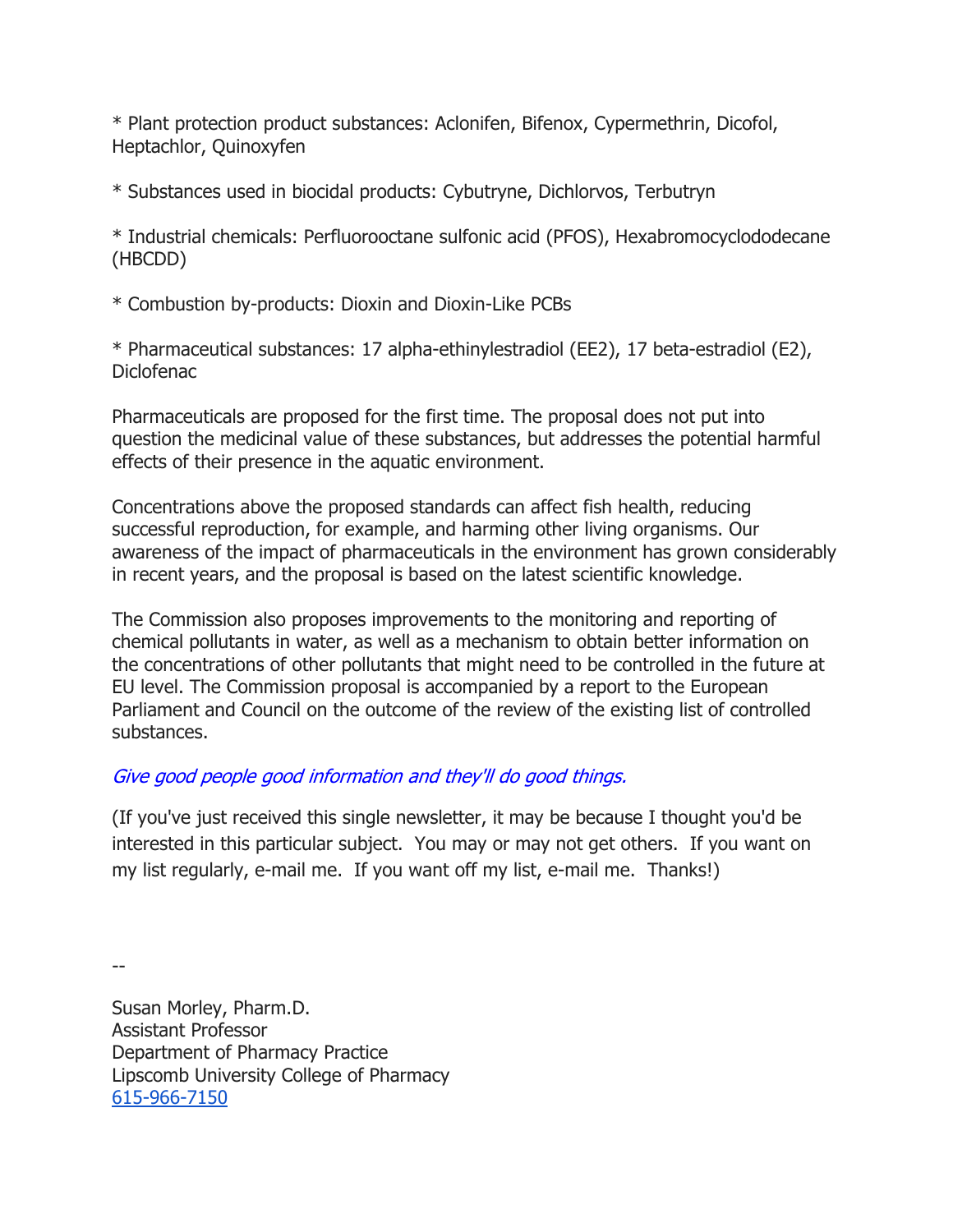* Plant protection product substances: Aclonifen, Bifenox, Cypermethrin, Dicofol, Heptachlor, Quinoxyfen

* Substances used in biocidal products: Cybutryne, Dichlorvos, Terbutryn

* Industrial chemicals: Perfluorooctane sulfonic acid (PFOS), Hexabromocyclododecane (HBCDD)

* Combustion by-products: Dioxin and Dioxin-Like PCBs

* Pharmaceutical substances: 17 alpha-ethinylestradiol (EE2), 17 beta-estradiol (E2), Diclofenac

Pharmaceuticals are proposed for the first time. The proposal does not put into question the medicinal value of these substances, but addresses the potential harmful effects of their presence in the aquatic environment.

Concentrations above the proposed standards can affect fish health, reducing successful reproduction, for example, and harming other living organisms. Our awareness of the impact of pharmaceuticals in the environment has grown considerably in recent years, and the proposal is based on the latest scientific knowledge.

The Commission also proposes improvements to the monitoring and reporting of chemical pollutants in water, as well as a mechanism to obtain better information on the concentrations of other pollutants that might need to be controlled in the future at EU level. The Commission proposal is accompanied by a report to the European Parliament and Council on the outcome of the review of the existing list of controlled substances.

*Give good people good information and they'll do good things.*

(If you've just received this single newsletter, it may be because I thought you'd be interested in this particular subject. You may or may not get others. If you want on my list regularly, e-mail me. If you want off my list, e-mail me. Thanks!)

--

Susan Morley, Pharm.D.
Assistant Professor
Department of Pharmacy Practice
Lipscomb University College of Pharmacy
615-966-7150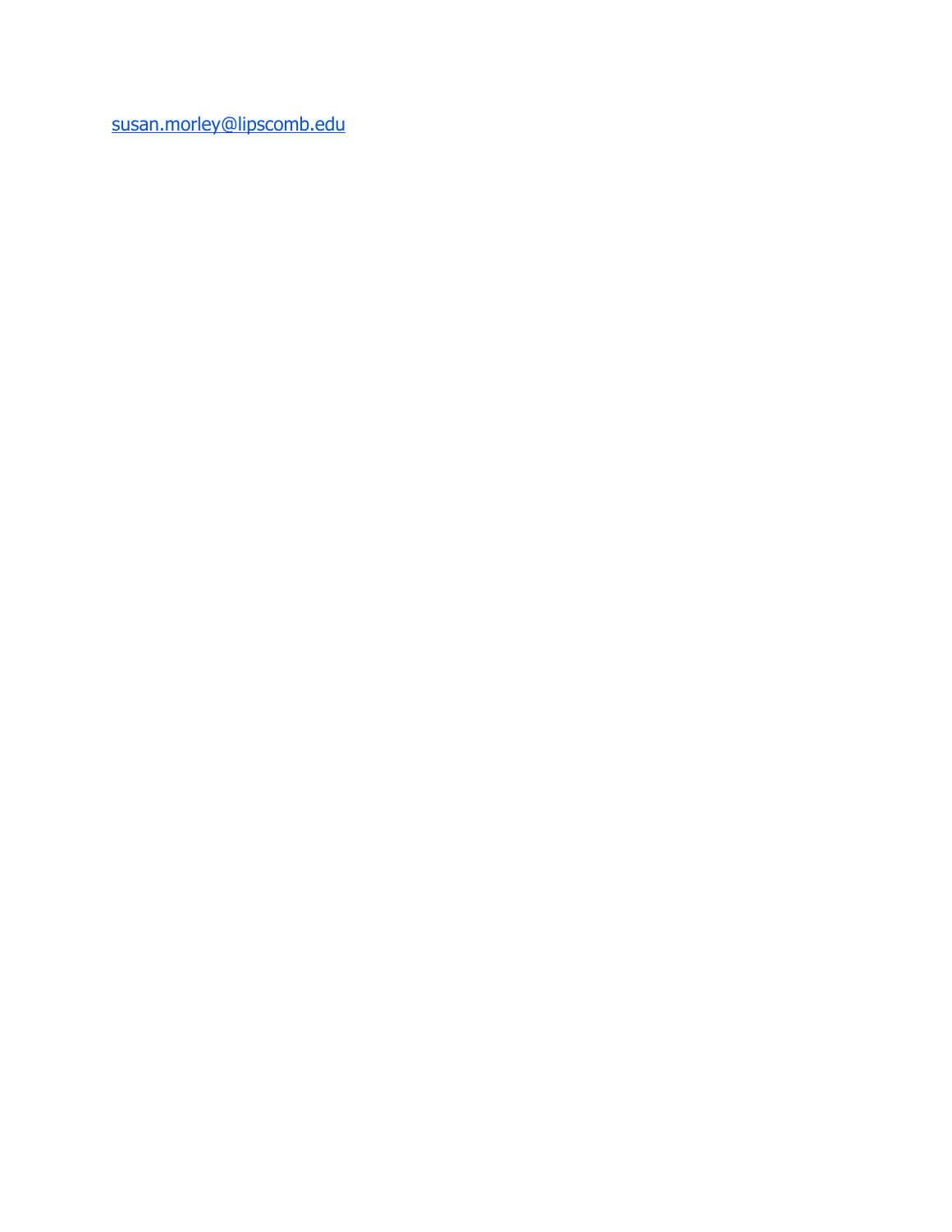[susan.morley@lipscomb.edu](mailto:susan.morley@lipscomb.edu)